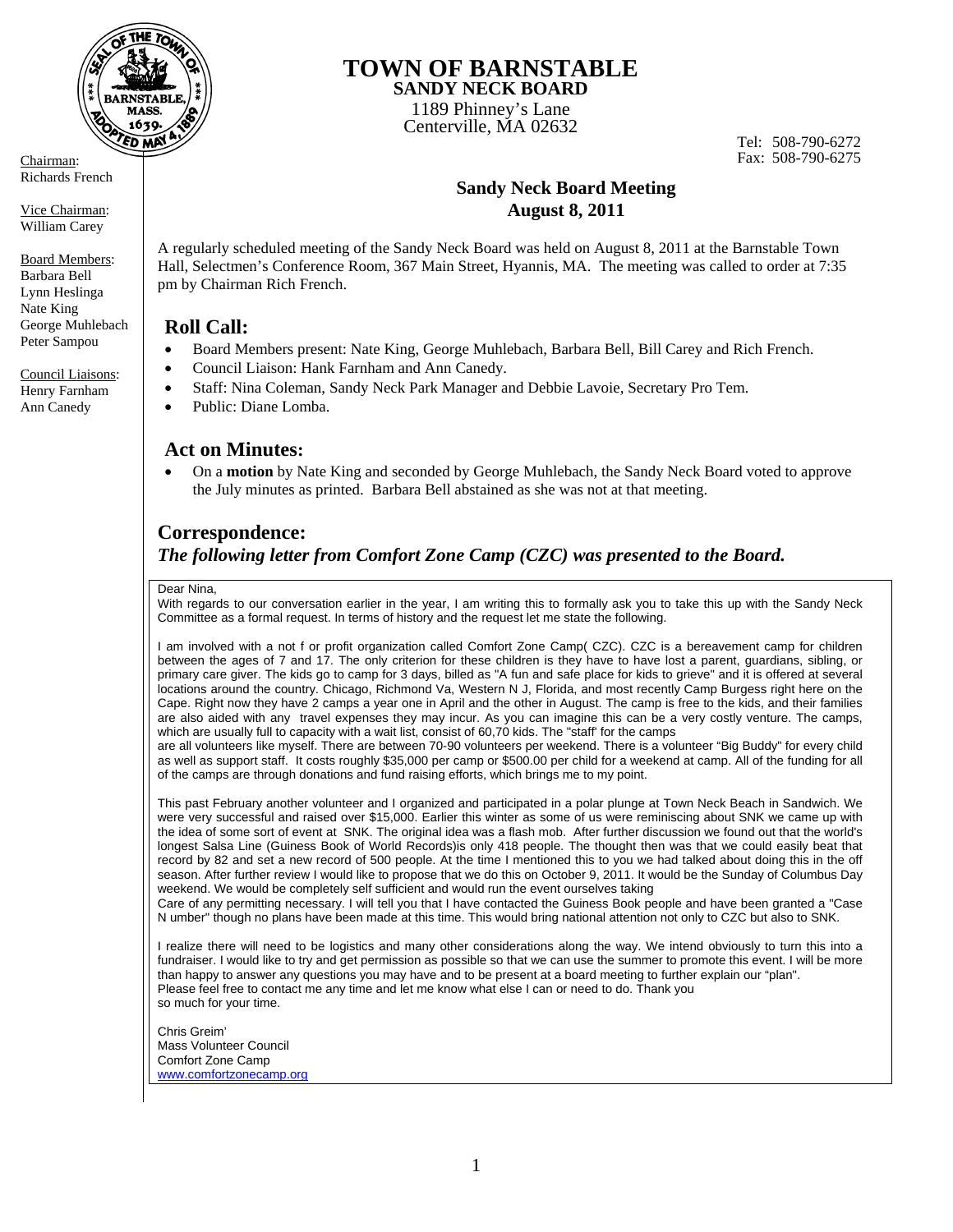# TOWN OF BARNSTABLE
## SANDY NECK BOARD

1189 Phinney's Lane
Centerville, MA 02632

Tel: 508-790-6272
Fax: 508-790-6275

Chairman:
Richards French

Vice Chairman:
William Carey

Board Members:
Barbara Bell
Lynn Heslinga
Nate King
George Muhlebach
Peter Sampou

Council Liaisons:
Henry Farnham
Ann Canedy

## Sandy Neck Board Meeting
## August 8, 2011

A regularly scheduled meeting of the Sandy Neck Board was held on August 8, 2011 at the Barnstable Town Hall, Selectmen's Conference Room, 367 Main Street, Hyannis, MA. The meeting was called to order at 7:35 pm by Chairman Rich French.

### Roll Call:

- Board Members present: Nate King, George Muhlebach, Barbara Bell, Bill Carey and Rich French.
- Council Liaison: Hank Farnham and Ann Canedy.
- Staff: Nina Coleman, Sandy Neck Park Manager and Debbie Lavoie, Secretary Pro Tem.
- Public: Diane Lomba.

### Act on Minutes:

- On a **motion** by Nate King and seconded by George Muhlebach, the Sandy Neck Board voted to approve the July minutes as printed. Barbara Bell abstained as she was not at that meeting.

### Correspondence:

***The following letter from Comfort Zone Camp (CZC) was presented to the Board.***

Dear Nina,
With regards to our conversation earlier in the year, I am writing this to formally ask you to take this up with the Sandy Neck Committee as a formal request. In terms of history and the request let me state the following.

I am involved with a not f or profit organization called Comfort Zone Camp( CZC). CZC is a bereavement camp for children between the ages of 7 and 17. The only criterion for these children is they have to have lost a parent, guardians, sibling, or primary care giver. The kids go to camp for 3 days, billed as "A fun and safe place for kids to grieve" and it is offered at several locations around the country. Chicago, Richmond Va, Western N J, Florida, and most recently Camp Burgess right here on the Cape. Right now they have 2 camps a year one in April and the other in August. The camp is free to the kids, and their families are also aided with any travel expenses they may incur. As you can imagine this can be a very costly venture. The camps, which are usually full to capacity with a wait list, consist of 60,70 kids. The "staff' for the camps are all volunteers like myself. There are between 70-90 volunteers per weekend. There is a volunteer "Big Buddy" for every child as well as support staff. It costs roughly $35,000 per camp or $500.00 per child for a weekend at camp. All of the funding for all of the camps are through donations and fund raising efforts, which brings me to my point.

This past February another volunteer and I organized and participated in a polar plunge at Town Neck Beach in Sandwich. We were very successful and raised over $15,000. Earlier this winter as some of us were reminiscing about SNK we came up with the idea of some sort of event at SNK. The original idea was a flash mob. After further discussion we found out that the world's longest Salsa Line (Guiness Book of World Records)is only 418 people. The thought then was that we could easily beat that record by 82 and set a new record of 500 people. At the time I mentioned this to you we had talked about doing this in the off season. After further review I would like to propose that we do this on October 9, 2011. It would be the Sunday of Columbus Day weekend. We would be completely self sufficient and would run the event ourselves taking
Care of any permitting necessary. I will tell you that I have contacted the Guiness Book people and have been granted a "Case N umber" though no plans have been made at this time. This would bring national attention not only to CZC but also to SNK.

I realize there will need to be logistics and many other considerations along the way. We intend obviously to turn this into a fundraiser. I would like to try and get permission as possible so that we can use the summer to promote this event. I will be more than happy to answer any questions you may have and to be present at a board meeting to further explain our "plan".
Please feel free to contact me any time and let me know what else I can or need to do. Thank you so much for your time.

Chris Greim'
Mass Volunteer Council
Comfort Zone Camp
www.comfortzonecamp.org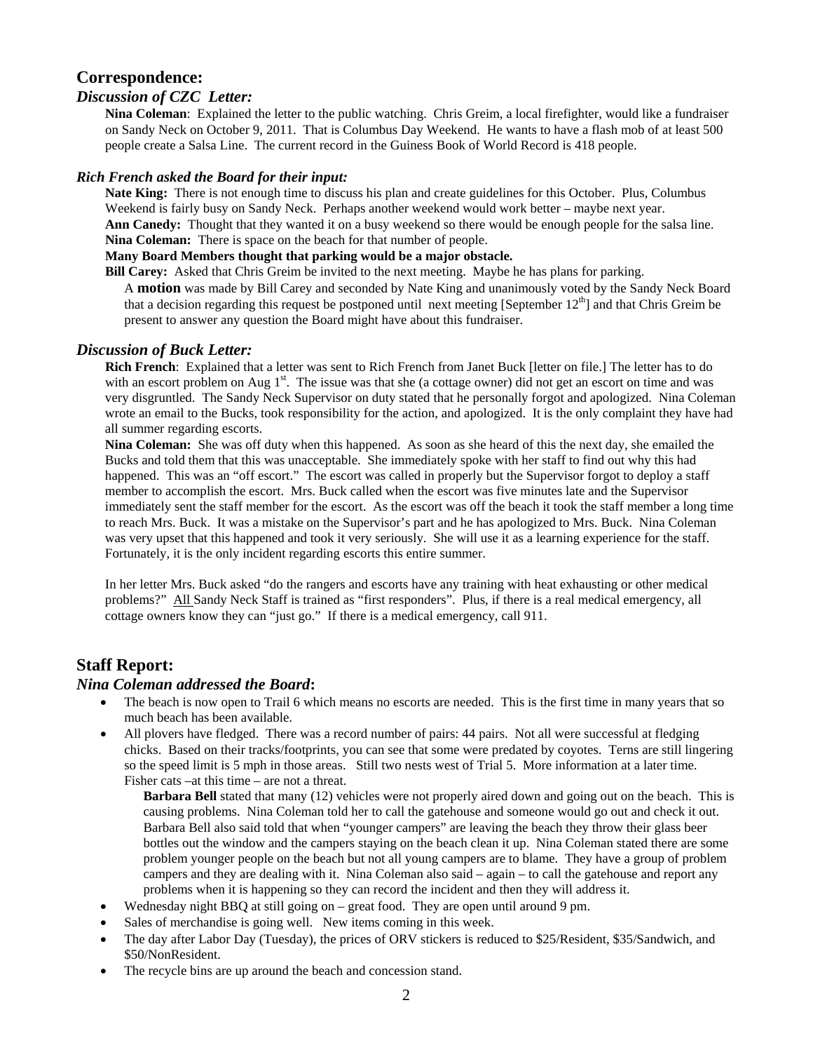## Correspondence:

### *Discussion of CZC Letter:*

**Nina Coleman**: Explained the letter to the public watching. Chris Greim, a local firefighter, would like a fundraiser on Sandy Neck on October 9, 2011. That is Columbus Day Weekend. He wants to have a flash mob of at least 500 people create a Salsa Line. The current record in the Guiness Book of World Record is 418 people.

### *Rich French asked the Board for their input:*

**Nate King:** There is not enough time to discuss his plan and create guidelines for this October. Plus, Columbus Weekend is fairly busy on Sandy Neck. Perhaps another weekend would work better – maybe next year.
**Ann Canedy:** Thought that they wanted it on a busy weekend so there would be enough people for the salsa line.
**Nina Coleman:** There is space on the beach for that number of people.
**Many Board Members thought that parking would be a major obstacle.**
**Bill Carey:** Asked that Chris Greim be invited to the next meeting. Maybe he has plans for parking.

A **motion** was made by Bill Carey and seconded by Nate King and unanimously voted by the Sandy Neck Board that a decision regarding this request be postponed until next meeting [September 12th] and that Chris Greim be present to answer any question the Board might have about this fundraiser.

### *Discussion of Buck Letter:*

**Rich French**: Explained that a letter was sent to Rich French from Janet Buck [letter on file.] The letter has to do with an escort problem on Aug 1st. The issue was that she (a cottage owner) did not get an escort on time and was very disgruntled. The Sandy Neck Supervisor on duty stated that he personally forgot and apologized. Nina Coleman wrote an email to the Bucks, took responsibility for the action, and apologized. It is the only complaint they have had all summer regarding escorts.

**Nina Coleman:** She was off duty when this happened. As soon as she heard of this the next day, she emailed the Bucks and told them that this was unacceptable. She immediately spoke with her staff to find out why this had happened. This was an "off escort." The escort was called in properly but the Supervisor forgot to deploy a staff member to accomplish the escort. Mrs. Buck called when the escort was five minutes late and the Supervisor immediately sent the staff member for the escort. As the escort was off the beach it took the staff member a long time to reach Mrs. Buck. It was a mistake on the Supervisor's part and he has apologized to Mrs. Buck. Nina Coleman was very upset that this happened and took it very seriously. She will use it as a learning experience for the staff. Fortunately, it is the only incident regarding escorts this entire summer.

In her letter Mrs. Buck asked "do the rangers and escorts have any training with heat exhausting or other medical problems?" <u>All</u> Sandy Neck Staff is trained as "first responders". Plus, if there is a real medical emergency, all cottage owners know they can "just go." If there is a medical emergency, call 911.

## Staff Report:

### *Nina Coleman addressed the Board***:**

- The beach is now open to Trail 6 which means no escorts are needed. This is the first time in many years that so much beach has been available.
- All plovers have fledged. There was a record number of pairs: 44 pairs. Not all were successful at fledging chicks. Based on their tracks/footprints, you can see that some were predated by coyotes. Terns are still lingering so the speed limit is 5 mph in those areas. Still two nests west of Trial 5. More information at a later time. Fisher cats –at this time – are not a threat.

  **Barbara Bell** stated that many (12) vehicles were not properly aired down and going out on the beach. This is causing problems. Nina Coleman told her to call the gatehouse and someone would go out and check it out. Barbara Bell also said told that when "younger campers" are leaving the beach they throw their glass beer bottles out the window and the campers staying on the beach clean it up. Nina Coleman stated there are some problem younger people on the beach but not all young campers are to blame. They have a group of problem campers and they are dealing with it. Nina Coleman also said – again – to call the gatehouse and report any problems when it is happening so they can record the incident and then they will address it.
- Wednesday night BBQ at still going on – great food. They are open until around 9 pm.
- Sales of merchandise is going well. New items coming in this week.
- The day after Labor Day (Tuesday), the prices of ORV stickers is reduced to $25/Resident, $35/Sandwich, and $50/NonResident.
- The recycle bins are up around the beach and concession stand.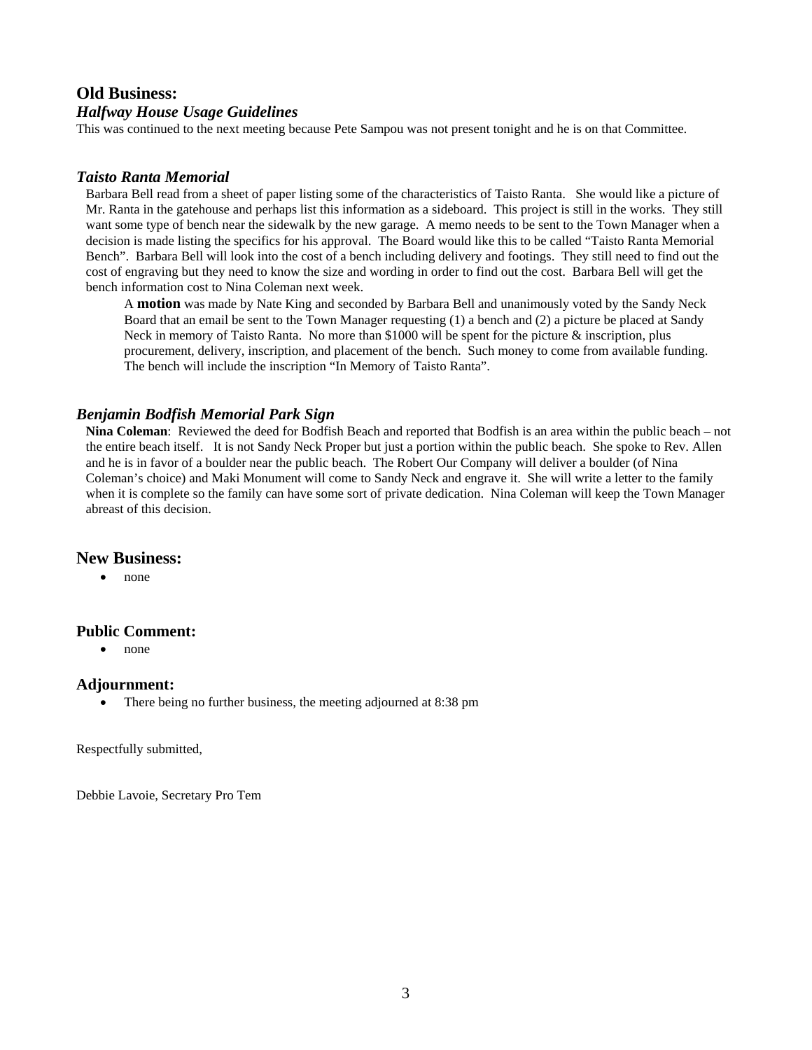## Old Business:

### *Halfway House Usage Guidelines*

This was continued to the next meeting because Pete Sampou was not present tonight and he is on that Committee.

### *Taisto Ranta Memorial*

Barbara Bell read from a sheet of paper listing some of the characteristics of Taisto Ranta. She would like a picture of Mr. Ranta in the gatehouse and perhaps list this information as a sideboard. This project is still in the works. They still want some type of bench near the sidewalk by the new garage. A memo needs to be sent to the Town Manager when a decision is made listing the specifics for his approval. The Board would like this to be called "Taisto Ranta Memorial Bench". Barbara Bell will look into the cost of a bench including delivery and footings. They still need to find out the cost of engraving but they need to know the size and wording in order to find out the cost. Barbara Bell will get the bench information cost to Nina Coleman next week.

> A **motion** was made by Nate King and seconded by Barbara Bell and unanimously voted by the Sandy Neck Board that an email be sent to the Town Manager requesting (1) a bench and (2) a picture be placed at Sandy Neck in memory of Taisto Ranta. No more than $1000 will be spent for the picture & inscription, plus procurement, delivery, inscription, and placement of the bench. Such money to come from available funding. The bench will include the inscription "In Memory of Taisto Ranta".

### *Benjamin Bodfish Memorial Park Sign*

**Nina Coleman**: Reviewed the deed for Bodfish Beach and reported that Bodfish is an area within the public beach – not the entire beach itself. It is not Sandy Neck Proper but just a portion within the public beach. She spoke to Rev. Allen and he is in favor of a boulder near the public beach. The Robert Our Company will deliver a boulder (of Nina Coleman's choice) and Maki Monument will come to Sandy Neck and engrave it. She will write a letter to the family when it is complete so the family can have some sort of private dedication. Nina Coleman will keep the Town Manager abreast of this decision.

## New Business:

- none

## Public Comment:

- none

## Adjournment:

- There being no further business, the meeting adjourned at 8:38 pm

Respectfully submitted,

Debbie Lavoie, Secretary Pro Tem